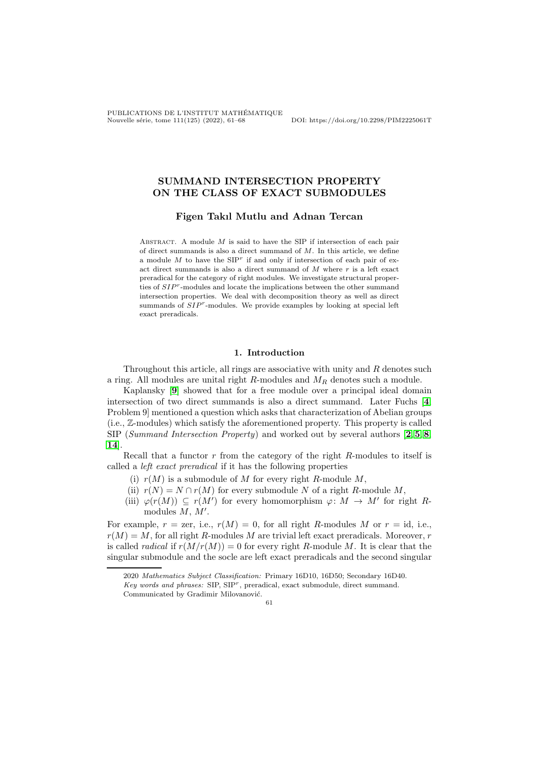# SUMMAND INTERSECTION PROPERTY ON THE CLASS OF EXACT SUBMODULES

**Figen Takıl Mutlu and Adnan Tercan**

Abstract. A module $M$ is said to have the SIP if intersection of each pair of direct summands is also a direct summand of $M$. In this article, we define a module $M$ to have the SIP$^r$ if and only if intersection of each pair of exact direct summands is also a direct summand of $M$ where $r$ is a left exact preradical for the category of right modules. We investigate structural properties of $SIP^r$-modules and locate the implications between the other summand intersection properties. We deal with decomposition theory as well as direct summands of $SIP^r$-modules. We provide examples by looking at special left exact preradicals.

## 1. Introduction

Throughout this article, all rings are associative with unity and $R$ denotes such a ring. All modules are unital right $R$-modules and $M_R$ denotes such a module.

Kaplansky [9] showed that for a free module over a principal ideal domain intersection of two direct summands is also a direct summand. Later Fuchs [4, Problem 9] mentioned a question which asks that characterization of Abelian groups (i.e., $\mathbb{Z}$-modules) which satisfy the aforementioned property. This property is called SIP (*Summand Intersection Property*) and worked out by several authors [2,5,8,14].

Recall that a functor $r$ from the category of the right $R$-modules to itself is called a *left exact preradical* if it has the following properties

(i) $r(M)$ is a submodule of $M$ for every right $R$-module $M$,

(ii) $r(N) = N \cap r(M)$ for every submodule $N$ of a right $R$-module $M$,

(iii) $\varphi(r(M)) \subseteq r(M')$ for every homomorphism $\varphi\colon M \to M'$ for right $R$-modules $M$, $M'$.

For example, $r =$ zer, i.e., $r(M) = 0$, for all right $R$-modules $M$ or $r =$ id, i.e., $r(M) = M$, for all right $R$-modules $M$ are trivial left exact preradicals. Moreover, $r$ is called *radical* if $r(M/r(M)) = 0$ for every right $R$-module $M$. It is clear that the singular submodule and the socle are left exact preradicals and the second singular

2020 *Mathematics Subject Classification:* Primary 16D10, 16D50; Secondary 16D40.

*Key words and phrases:* SIP, SIP$^r$, preradical, exact submodule, direct summand.

Communicated by Gradimir Milovanović.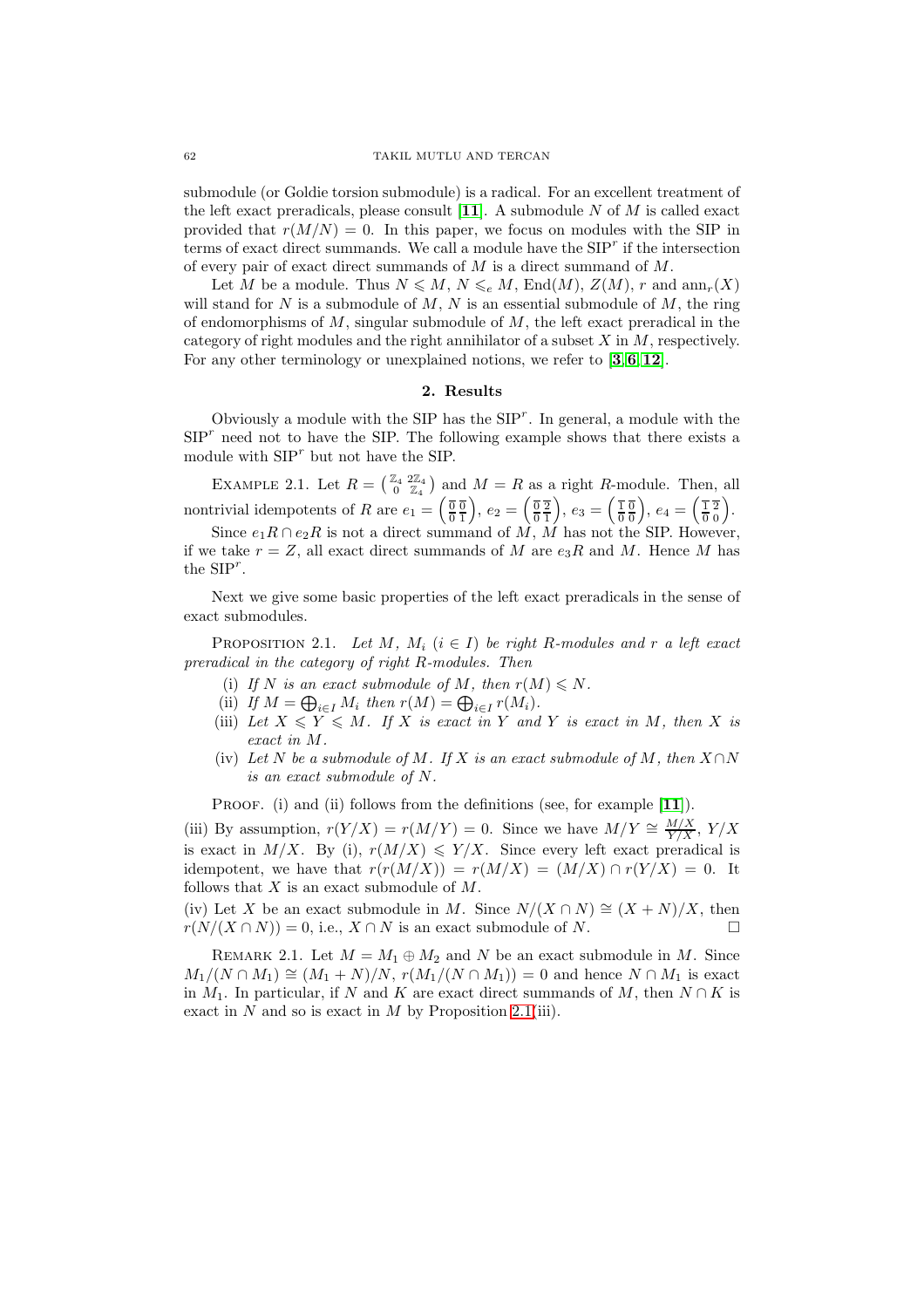submodule (or Goldie torsion submodule) is a radical. For an excellent treatment of the left exact preradicals, please consult [**11**]. A submodule $N$ of $M$ is called exact provided that $r(M/N) = 0$. In this paper, we focus on modules with the SIP in terms of exact direct summands. We call a module have the SIP$^r$ if the intersection of every pair of exact direct summands of $M$ is a direct summand of $M$.

Let $M$ be a module. Thus $N \leqslant M$, $N \leqslant_e M$, $\mathrm{End}(M)$, $Z(M)$, $r$ and $\mathrm{ann}_r(X)$ will stand for $N$ is a submodule of $M$, $N$ is an essential submodule of $M$, the ring of endomorphisms of $M$, singular submodule of $M$, the left exact preradical in the category of right modules and the right annihilator of a subset $X$ in $M$, respectively. For any other terminology or unexplained notions, we refer to [**3**,**6**,**12**].

## 2. Results

Obviously a module with the SIP has the SIP$^r$. In general, a module with the SIP$^r$ need not to have the SIP. The following example shows that there exists a module with SIP$^r$ but not have the SIP.

Example 2.1. Let $R = \begin{pmatrix} \mathbb{Z}_4 & 2\mathbb{Z}_4 \\ 0 & \mathbb{Z}_4 \end{pmatrix}$ and $M = R$ as a right $R$-module. Then, all nontrivial idempotents of $R$ are $e_1 = \begin{pmatrix} \bar{0} & \bar{0} \\ \bar{0} & \bar{1} \end{pmatrix}$, $e_2 = \begin{pmatrix} \bar{0} & \bar{2} \\ \bar{0} & \bar{1} \end{pmatrix}$, $e_3 = \begin{pmatrix} \bar{1} & \bar{0} \\ \bar{0} & \bar{0} \end{pmatrix}$, $e_4 = \begin{pmatrix} \bar{1} & \bar{2} \\ \bar{0} & 0 \end{pmatrix}$.

Since $e_1R \cap e_2R$ is not a direct summand of $M$, $M$ has not the SIP. However, if we take $r = Z$, all exact direct summands of $M$ are $e_3R$ and $M$. Hence $M$ has the SIP$^r$.

Next we give some basic properties of the left exact preradicals in the sense of exact submodules.

Proposition 2.1. *Let $M$, $M_i$ $(i \in I)$ be right $R$-modules and $r$ a left exact preradical in the category of right $R$-modules. Then*

(i) *If $N$ is an exact submodule of $M$, then $r(M) \leqslant N$.*
(ii) *If $M = \bigoplus_{i \in I} M_i$ then $r(M) = \bigoplus_{i \in I} r(M_i)$.*
(iii) *Let $X \leqslant Y \leqslant M$. If $X$ is exact in $Y$ and $Y$ is exact in $M$, then $X$ is exact in $M$.*
(iv) *Let $N$ be a submodule of $M$. If $X$ is an exact submodule of $M$, then $X \cap N$ is an exact submodule of $N$.*

Proof. (i) and (ii) follows from the definitions (see, for example [**11**]).

(iii) By assumption, $r(Y/X) = r(M/Y) = 0$. Since we have $M/Y \cong \frac{M/X}{Y/X}$, $Y/X$ is exact in $M/X$. By (i), $r(M/X) \leqslant Y/X$. Since every left exact preradical is idempotent, we have that $r(r(M/X)) = r(M/X) = (M/X) \cap r(Y/X) = 0$. It follows that $X$ is an exact submodule of $M$.

(iv) Let $X$ be an exact submodule in $M$. Since $N/(X \cap N) \cong (X + N)/X$, then $r(N/(X \cap N)) = 0$, i.e., $X \cap N$ is an exact submodule of $N$. $\square$

Remark 2.1. Let $M = M_1 \oplus M_2$ and $N$ be an exact submodule in $M$. Since $M_1/(N \cap M_1) \cong (M_1 + N)/N$, $r(M_1/(N \cap M_1)) = 0$ and hence $N \cap M_1$ is exact in $M_1$. In particular, if $N$ and $K$ are exact direct summands of $M$, then $N \cap K$ is exact in $N$ and so is exact in $M$ by Proposition 2.1(iii).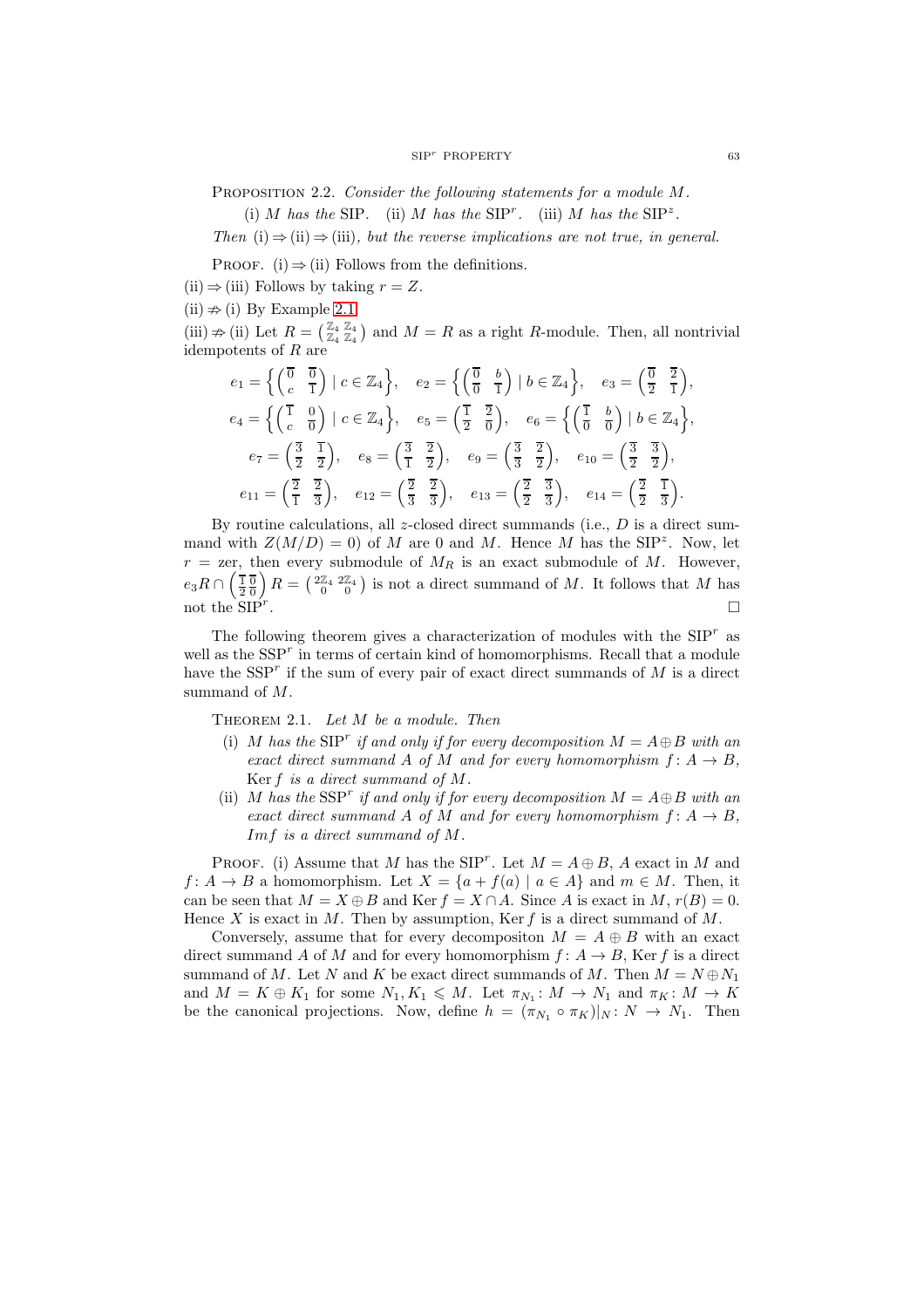Proposition 2.2. *Consider the following statements for a module $M$.*

(i) *$M$ has the* SIP. (ii) *$M$ has the* $\mathrm{SIP}^r$. (iii) *$M$ has the* $\mathrm{SIP}^z$.

*Then* (i) $\Rightarrow$ (ii) $\Rightarrow$ (iii)*, but the reverse implications are not true, in general.*

Proof. (i) $\Rightarrow$ (ii) Follows from the definitions.

(ii) $\Rightarrow$ (iii) Follows by taking $r = Z$.

(ii) $\not\Rightarrow$ (i) By Example 2.1.

(iii) $\not\Rightarrow$ (ii) Let $R = \begin{pmatrix} \mathbb{Z}_4 & \mathbb{Z}_4 \\ \mathbb{Z}_4 & \mathbb{Z}_4 \end{pmatrix}$ and $M = R$ as a right $R$-module. Then, all nontrivial idempotents of $R$ are

$$e_1 = \left\{ \begin{pmatrix} \overline{0} & \overline{0} \\ c & \overline{1} \end{pmatrix} \mid c \in \mathbb{Z}_4 \right\}, \quad e_2 = \left\{ \begin{pmatrix} \overline{0} & b \\ \overline{0} & \overline{1} \end{pmatrix} \mid b \in \mathbb{Z}_4 \right\}, \quad e_3 = \begin{pmatrix} \overline{0} & \overline{2} \\ \overline{2} & \overline{1} \end{pmatrix},$$

$$e_4 = \left\{ \begin{pmatrix} \overline{1} & 0 \\ c & \overline{0} \end{pmatrix} \mid c \in \mathbb{Z}_4 \right\}, \quad e_5 = \begin{pmatrix} \overline{1} & \overline{2} \\ \overline{2} & \overline{0} \end{pmatrix}, \quad e_6 = \left\{ \begin{pmatrix} \overline{1} & b \\ \overline{0} & \overline{0} \end{pmatrix} \mid b \in \mathbb{Z}_4 \right\},$$

$$e_7 = \begin{pmatrix} \overline{3} & \overline{1} \\ \overline{2} & \overline{2} \end{pmatrix}, \quad e_8 = \begin{pmatrix} \overline{3} & \overline{2} \\ \overline{1} & \overline{2} \end{pmatrix}, \quad e_9 = \begin{pmatrix} \overline{3} & \overline{2} \\ \overline{3} & \overline{2} \end{pmatrix}, \quad e_{10} = \begin{pmatrix} \overline{3} & \overline{3} \\ \overline{2} & \overline{2} \end{pmatrix},$$

$$e_{11} = \begin{pmatrix} \overline{2} & \overline{2} \\ \overline{1} & \overline{3} \end{pmatrix}, \quad e_{12} = \begin{pmatrix} \overline{2} & \overline{2} \\ \overline{3} & \overline{3} \end{pmatrix}, \quad e_{13} = \begin{pmatrix} \overline{2} & \overline{3} \\ \overline{2} & \overline{3} \end{pmatrix}, \quad e_{14} = \begin{pmatrix} \overline{2} & \overline{1} \\ \overline{2} & \overline{3} \end{pmatrix}.$$

By routine calculations, all $z$-closed direct summands (i.e., $D$ is a direct summand with $Z(M/D) = 0$) of $M$ are $0$ and $M$. Hence $M$ has the $\mathrm{SIP}^z$. Now, let $r =$ zer, then every submodule of $M_R$ is an exact submodule of $M$. However, $e_3R \cap \begin{pmatrix} \overline{1} & \overline{0} \\ \overline{2} & \overline{0} \end{pmatrix} R = \begin{pmatrix} 2\mathbb{Z}_4 & 2\mathbb{Z}_4 \\ 0 & 0 \end{pmatrix}$ is not a direct summand of $M$. It follows that $M$ has not the $\mathrm{SIP}^r$. $\square$

The following theorem gives a characterization of modules with the $\mathrm{SIP}^r$ as well as the $\mathrm{SSP}^r$ in terms of certain kind of homomorphisms. Recall that a module have the $\mathrm{SSP}^r$ if the sum of every pair of exact direct summands of $M$ is a direct summand of $M$.

Theorem 2.1. *Let $M$ be a module. Then*

(i) *$M$ has the $\mathrm{SIP}^r$ if and only if for every decomposition $M = A \oplus B$ with an exact direct summand $A$ of $M$ and for every homomorphism $f\colon A \to B$,* $\operatorname{Ker} f$ *is a direct summand of $M$.*

(ii) *$M$ has the $\mathrm{SSP}^r$ if and only if for every decomposition $M = A \oplus B$ with an exact direct summand $A$ of $M$ and for every homomorphism $f\colon A \to B$, $Imf$ is a direct summand of $M$.*

Proof. (i) Assume that $M$ has the $\mathrm{SIP}^r$. Let $M = A \oplus B$, $A$ exact in $M$ and $f\colon A \to B$ a homomorphism. Let $X = \{a + f(a) \mid a \in A\}$ and $m \in M$. Then, it can be seen that $M = X \oplus B$ and $\operatorname{Ker} f = X \cap A$. Since $A$ is exact in $M$, $r(B) = 0$. Hence $X$ is exact in $M$. Then by assumption, $\operatorname{Ker} f$ is a direct summand of $M$.

Conversely, assume that for every decompositon $M = A \oplus B$ with an exact direct summand $A$ of $M$ and for every homomorphism $f\colon A \to B$, $\operatorname{Ker} f$ is a direct summand of $M$. Let $N$ and $K$ be exact direct summands of $M$. Then $M = N \oplus N_1$ and $M = K \oplus K_1$ for some $N_1, K_1 \leqslant M$. Let $\pi_{N_1}\colon M \to N_1$ and $\pi_K\colon M \to K$ be the canonical projections. Now, define $h = (\pi_{N_1} \circ \pi_K)|_N\colon N \to N_1$. Then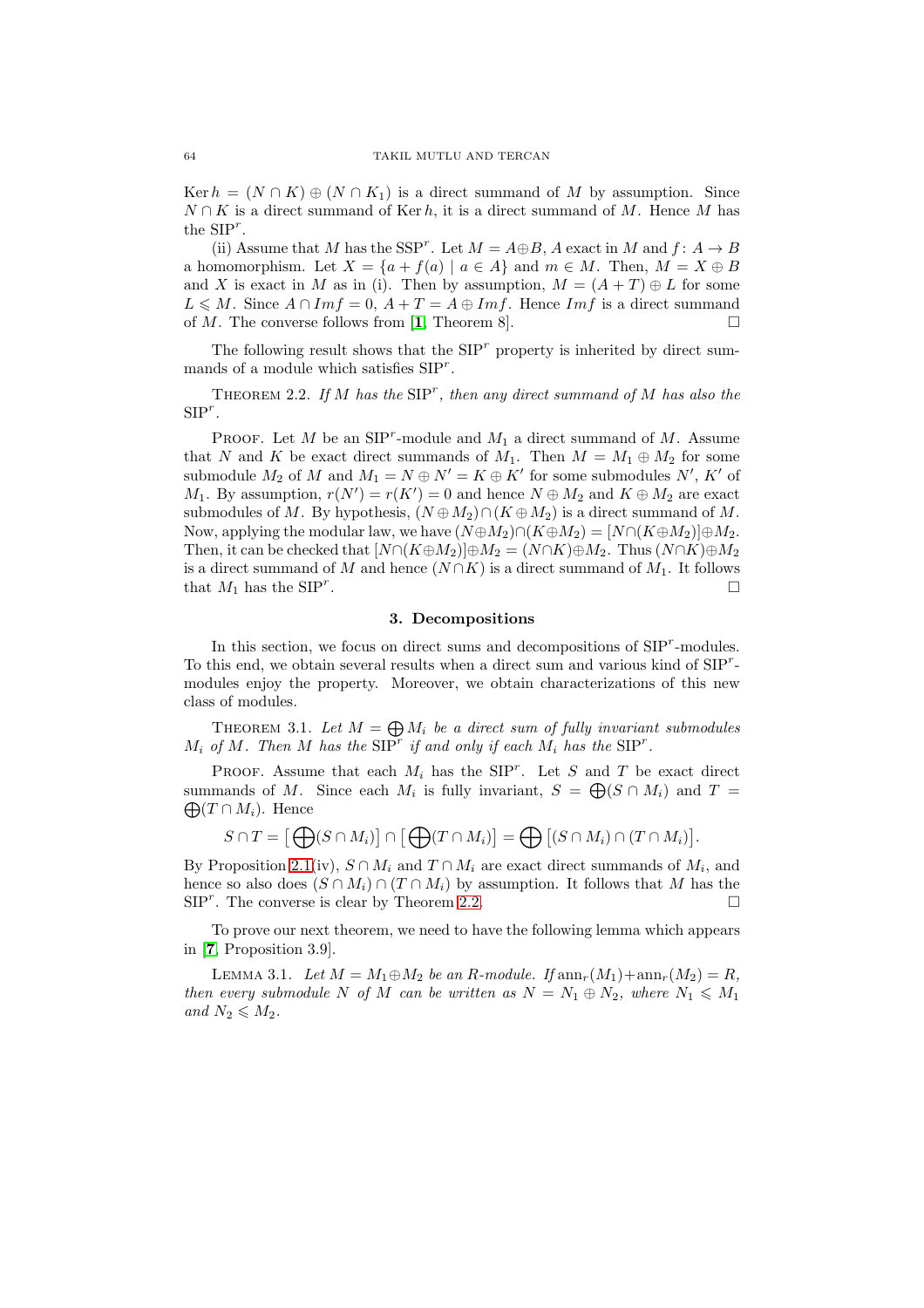$\operatorname{Ker} h = (N \cap K) \oplus (N \cap K_1)$ is a direct summand of $M$ by assumption. Since $N \cap K$ is a direct summand of $\operatorname{Ker} h$, it is a direct summand of $M$. Hence $M$ has the SIP$^r$.

(ii) Assume that $M$ has the SSP$^r$. Let $M = A \oplus B$, $A$ exact in $M$ and $f \colon A \to B$ a homomorphism. Let $X = \{a + f(a) \mid a \in A\}$ and $m \in M$. Then, $M = X \oplus B$ and $X$ is exact in $M$ as in (i). Then by assumption, $M = (A + T) \oplus L$ for some $L \leqslant M$. Since $A \cap Imf = 0$, $A + T = A \oplus Imf$. Hence $Imf$ is a direct summand of $M$. The converse follows from [1, Theorem 8]. □

The following result shows that the SIP$^r$ property is inherited by direct summands of a module which satisfies SIP$^r$.

Theorem 2.2. *If $M$ has the* SIP$^r$*, then any direct summand of $M$ has also the* SIP$^r$.

Proof. Let $M$ be an SIP$^r$-module and $M_1$ a direct summand of $M$. Assume that $N$ and $K$ be exact direct summands of $M_1$. Then $M = M_1 \oplus M_2$ for some submodule $M_2$ of $M$ and $M_1 = N \oplus N' = K \oplus K'$ for some submodules $N'$, $K'$ of $M_1$. By assumption, $r(N') = r(K') = 0$ and hence $N \oplus M_2$ and $K \oplus M_2$ are exact submodules of $M$. By hypothesis, $(N \oplus M_2) \cap (K \oplus M_2)$ is a direct summand of $M$. Now, applying the modular law, we have $(N \oplus M_2) \cap (K \oplus M_2) = [N \cap (K \oplus M_2)] \oplus M_2$. Then, it can be checked that $[N \cap (K \oplus M_2)] \oplus M_2 = (N \cap K) \oplus M_2$. Thus $(N \cap K) \oplus M_2$ is a direct summand of $M$ and hence $(N \cap K)$ is a direct summand of $M_1$. It follows that $M_1$ has the SIP$^r$. □

## 3. Decompositions

In this section, we focus on direct sums and decompositions of SIP$^r$-modules. To this end, we obtain several results when a direct sum and various kind of SIP$^r$-modules enjoy the property. Moreover, we obtain characterizations of this new class of modules.

Theorem 3.1. *Let $M = \bigoplus M_i$ be a direct sum of fully invariant submodules $M_i$ of $M$. Then $M$ has the* SIP$^r$ *if and only if each $M_i$ has the* SIP$^r$.

Proof. Assume that each $M_i$ has the SIP$^r$. Let $S$ and $T$ be exact direct summands of $M$. Since each $M_i$ is fully invariant, $S = \bigoplus (S \cap M_i)$ and $T = \bigoplus (T \cap M_i)$. Hence

$$S \cap T = \big[\bigoplus (S \cap M_i)\big] \cap \big[\bigoplus (T \cap M_i)\big] = \bigoplus \big[(S \cap M_i) \cap (T \cap M_i)\big].$$

By Proposition 2.1(iv), $S \cap M_i$ and $T \cap M_i$ are exact direct summands of $M_i$, and hence so also does $(S \cap M_i) \cap (T \cap M_i)$ by assumption. It follows that $M$ has the SIP$^r$. The converse is clear by Theorem 2.2. □

To prove our next theorem, we need to have the following lemma which appears in [7, Proposition 3.9].

Lemma 3.1. *Let $M = M_1 \oplus M_2$ be an $R$-module. If $\operatorname{ann}_r(M_1) + \operatorname{ann}_r(M_2) = R$, then every submodule $N$ of $M$ can be written as $N = N_1 \oplus N_2$, where $N_1 \leqslant M_1$ and $N_2 \leqslant M_2$.*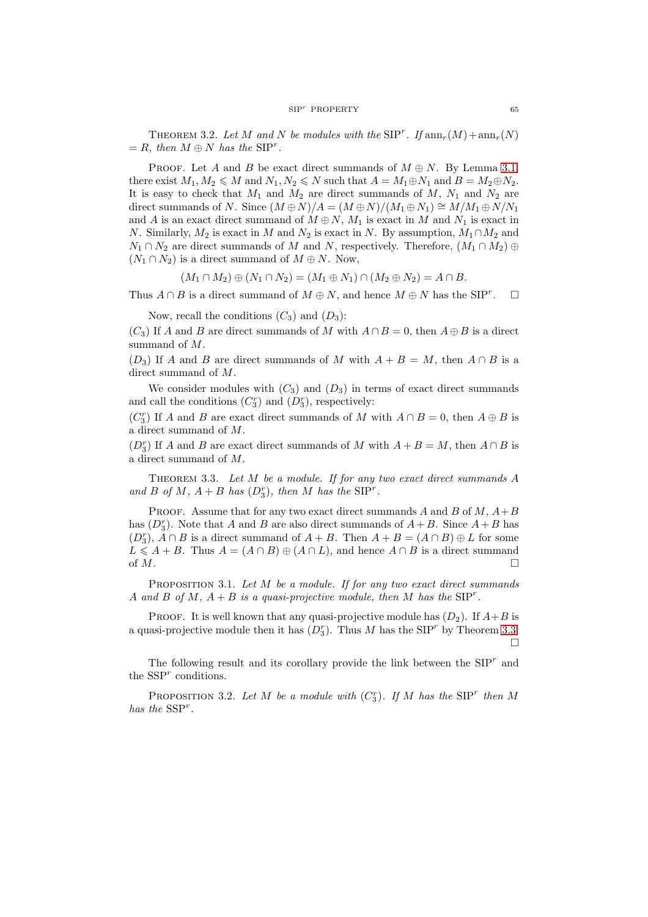Theorem 3.2. *Let $M$ and $N$ be modules with the* $\mathrm{SIP}^r$*. If* $\operatorname{ann}_r(M)+\operatorname{ann}_r(N) = R$*, then* $M \oplus N$ *has the* $\mathrm{SIP}^r$*.*

Proof. Let $A$ and $B$ be exact direct summands of $M \oplus N$. By Lemma 3.1 there exist $M_1, M_2 \leqslant M$ and $N_1, N_2 \leqslant N$ such that $A = M_1 \oplus N_1$ and $B = M_2 \oplus N_2$. It is easy to check that $M_1$ and $M_2$ are direct summands of $M$, $N_1$ and $N_2$ are direct summands of $N$. Since $(M \oplus N)/A = (M \oplus N)/(M_1 \oplus N_1) \cong M/M_1 \oplus N/N_1$ and $A$ is an exact direct summand of $M \oplus N$, $M_1$ is exact in $M$ and $N_1$ is exact in $N$. Similarly, $M_2$ is exact in $M$ and $N_2$ is exact in $N$. By assumption, $M_1 \cap M_2$ and $N_1 \cap N_2$ are direct summands of $M$ and $N$, respectively. Therefore, $(M_1 \cap M_2) \oplus (N_1 \cap N_2)$ is a direct summand of $M \oplus N$. Now,

$$(M_1 \cap M_2) \oplus (N_1 \cap N_2) = (M_1 \oplus N_1) \cap (M_2 \oplus N_2) = A \cap B.$$

Thus $A \cap B$ is a direct summand of $M \oplus N$, and hence $M \oplus N$ has the $\mathrm{SIP}^r$. $\square$

Now, recall the conditions $(C_3)$ and $(D_3)$:

$(C_3)$ If $A$ and $B$ are direct summands of $M$ with $A \cap B = 0$, then $A \oplus B$ is a direct summand of $M$.

$(D_3)$ If $A$ and $B$ are direct summands of $M$ with $A + B = M$, then $A \cap B$ is a direct summand of $M$.

We consider modules with $(C_3)$ and $(D_3)$ in terms of exact direct summands and call the conditions $(C_3^r)$ and $(D_3^r)$, respectively:

$(C_3^r)$ If $A$ and $B$ are exact direct summands of $M$ with $A \cap B = 0$, then $A \oplus B$ is a direct summand of $M$.

$(D_3^r)$ If $A$ and $B$ are exact direct summands of $M$ with $A + B = M$, then $A \cap B$ is a direct summand of $M$.

Theorem 3.3. *Let $M$ be a module. If for any two exact direct summands $A$ and $B$ of $M$, $A + B$ has $(D_3^r)$, then $M$ has the* $\mathrm{SIP}^r$*.*

Proof. Assume that for any two exact direct summands $A$ and $B$ of $M$, $A+B$ has $(D_3^r)$. Note that $A$ and $B$ are also direct summands of $A+B$. Since $A+B$ has $(D_3^r)$, $A \cap B$ is a direct summand of $A+B$. Then $A + B = (A \cap B) \oplus L$ for some $L \leqslant A + B$. Thus $A = (A \cap B) \oplus (A \cap L)$, and hence $A \cap B$ is a direct summand of $M$. $\square$

Proposition 3.1. *Let $M$ be a module. If for any two exact direct summands $A$ and $B$ of $M$, $A + B$ is a quasi-projective module, then $M$ has the* $\mathrm{SIP}^r$*.*

Proof. It is well known that any quasi-projective module has $(D_2)$. If $A+B$ is a quasi-projective module then it has $(D_3^r)$. Thus $M$ has the $\mathrm{SIP}^r$ by Theorem 3.3. $\square$

The following result and its corollary provide the link between the $\mathrm{SIP}^r$ and the $\mathrm{SSP}^r$ conditions.

Proposition 3.2. *Let $M$ be a module with $(C_3^r)$. If $M$ has the* $\mathrm{SIP}^r$ *then $M$ has the* $\mathrm{SSP}^r$*.*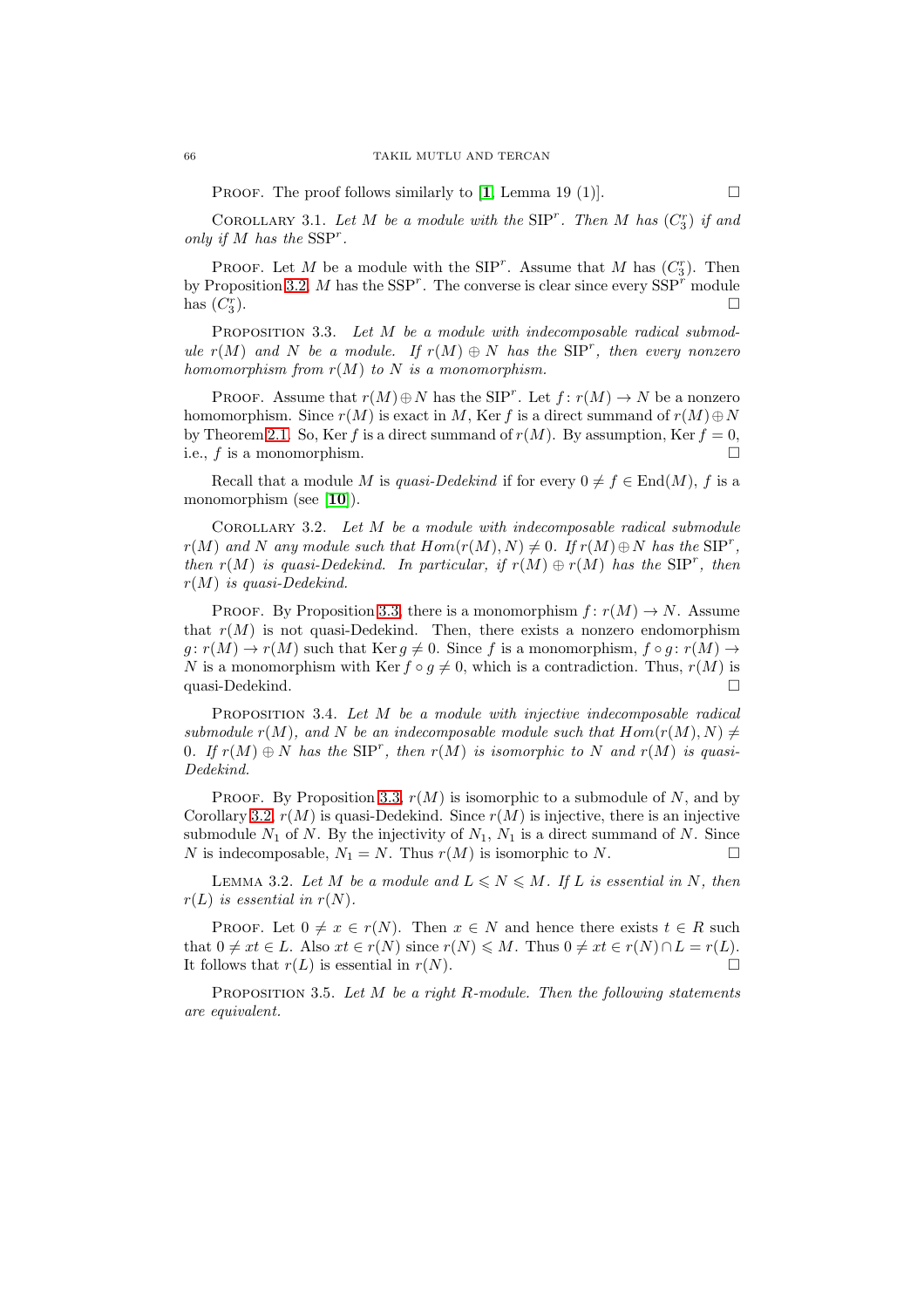Proof. The proof follows similarly to [**1**, Lemma 19 (1)]. $\square$

Corollary 3.1. *Let $M$ be a module with the* $\mathrm{SIP}^r$. *Then $M$ has $(C_3^r)$ if and only if $M$ has the* $\mathrm{SSP}^r$.

Proof. Let $M$ be a module with the $\mathrm{SIP}^r$. Assume that $M$ has $(C_3^r)$. Then by Proposition 3.2, $M$ has the $\mathrm{SSP}^r$. The converse is clear since every $\mathrm{SSP}^r$ module has $(C_3^r)$. $\square$

Proposition 3.3. *Let $M$ be a module with indecomposable radical submodule $r(M)$ and $N$ be a module. If $r(M) \oplus N$ has the* $\mathrm{SIP}^r$, *then every nonzero homomorphism from $r(M)$ to $N$ is a monomorphism.*

Proof. Assume that $r(M) \oplus N$ has the $\mathrm{SIP}^r$. Let $f\colon r(M) \to N$ be a nonzero homomorphism. Since $r(M)$ is exact in $M$, $\operatorname{Ker} f$ is a direct summand of $r(M) \oplus N$ by Theorem 2.1. So, $\operatorname{Ker} f$ is a direct summand of $r(M)$. By assumption, $\operatorname{Ker} f = 0$, i.e., $f$ is a monomorphism. $\square$

Recall that a module $M$ is *quasi-Dedekind* if for every $0 \neq f \in \operatorname{End}(M)$, $f$ is a monomorphism (see [**10**]).

Corollary 3.2. *Let $M$ be a module with indecomposable radical submodule $r(M)$ and $N$ any module such that $Hom(r(M), N) \neq 0$. If $r(M) \oplus N$ has the* $\mathrm{SIP}^r$, *then $r(M)$ is quasi-Dedekind. In particular, if $r(M) \oplus r(M)$ has the* $\mathrm{SIP}^r$, *then $r(M)$ is quasi-Dedekind.*

Proof. By Proposition 3.3, there is a monomorphism $f\colon r(M) \to N$. Assume that $r(M)$ is not quasi-Dedekind. Then, there exists a nonzero endomorphism $g\colon r(M) \to r(M)$ such that $\operatorname{Ker} g \neq 0$. Since $f$ is a monomorphism, $f \circ g\colon r(M) \to N$ is a monomorphism with $\operatorname{Ker} f \circ g \neq 0$, which is a contradiction. Thus, $r(M)$ is quasi-Dedekind. $\square$

Proposition 3.4. *Let $M$ be a module with injective indecomposable radical submodule $r(M)$, and $N$ be an indecomposable module such that $Hom(r(M), N) \neq 0$. If $r(M) \oplus N$ has the* $\mathrm{SIP}^r$, *then $r(M)$ is isomorphic to $N$ and $r(M)$ is quasi-Dedekind.*

Proof. By Proposition 3.3, $r(M)$ is isomorphic to a submodule of $N$, and by Corollary 3.2, $r(M)$ is quasi-Dedekind. Since $r(M)$ is injective, there is an injective submodule $N_1$ of $N$. By the injectivity of $N_1$, $N_1$ is a direct summand of $N$. Since $N$ is indecomposable, $N_1 = N$. Thus $r(M)$ is isomorphic to $N$. $\square$

Lemma 3.2. *Let $M$ be a module and $L \leqslant N \leqslant M$. If $L$ is essential in $N$, then $r(L)$ is essential in $r(N)$.*

Proof. Let $0 \neq x \in r(N)$. Then $x \in N$ and hence there exists $t \in R$ such that $0 \neq xt \in L$. Also $xt \in r(N)$ since $r(N) \leqslant M$. Thus $0 \neq xt \in r(N) \cap L = r(L)$. It follows that $r(L)$ is essential in $r(N)$. $\square$

Proposition 3.5. *Let $M$ be a right $R$-module. Then the following statements are equivalent.*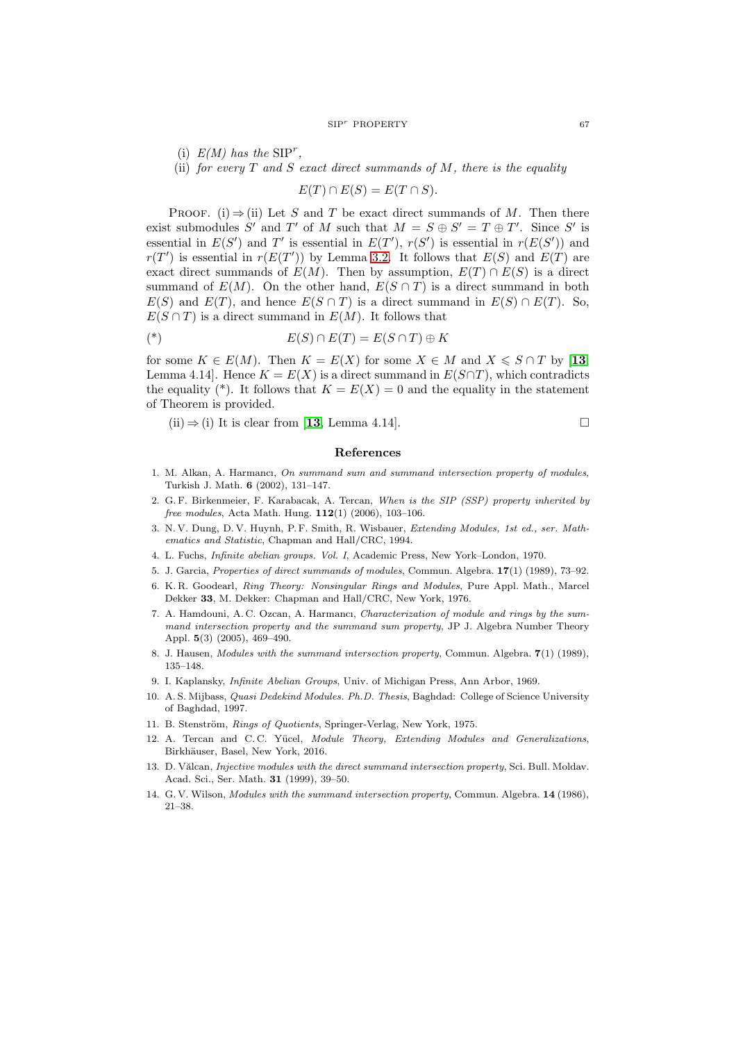(i) *$E(M)$ has the* $\mathrm{SIP}^r$,

(ii) *for every $T$ and $S$ exact direct summands of $M$, there is the equality*

$$E(T) \cap E(S) = E(T \cap S).$$

PROOF. (i) $\Rightarrow$ (ii) Let $S$ and $T$ be exact direct summands of $M$. Then there exist submodules $S'$ and $T'$ of $M$ such that $M = S \oplus S' = T \oplus T'$. Since $S'$ is essential in $E(S')$ and $T'$ is essential in $E(T')$, $r(S')$ is essential in $r(E(S'))$ and $r(T')$ is essential in $r(E(T'))$ by Lemma 3.2. It follows that $E(S)$ and $E(T)$ are exact direct summands of $E(M)$. Then by assumption, $E(T) \cap E(S)$ is a direct summand of $E(M)$. On the other hand, $E(S \cap T)$ is a direct summand in both $E(S)$ and $E(T)$, and hence $E(S \cap T)$ is a direct summand in $E(S) \cap E(T)$. So, $E(S \cap T)$ is a direct summand in $E(M)$. It follows that

$$(*) \qquad E(S) \cap E(T) = E(S \cap T) \oplus K$$

for some $K \in E(M)$. Then $K = E(X)$ for some $X \in M$ and $X \leqslant S \cap T$ by [**13**, Lemma 4.14]. Hence $K = E(X)$ is a direct summand in $E(S \cap T)$, which contradicts the equality (*). It follows that $K = E(X) = 0$ and the equality in the statement of Theorem is provided.

(ii) $\Rightarrow$ (i) It is clear from [**13**, Lemma 4.14]. $\square$

## References

1. M. Alkan, A. Harmancı, *On summand sum and summand intersection property of modules*, Turkish J. Math. **6** (2002), 131–147.
2. G. F. Birkenmeier, F. Karabacak, A. Tercan, *When is the SIP (SSP) property inherited by free modules*, Acta Math. Hung. **112**(1) (2006), 103–106.
3. N. V. Dung, D. V. Huynh, P. F. Smith, R. Wisbauer, *Extending Modules, 1st ed., ser. Mathematics and Statistic*, Chapman and Hall/CRC, 1994.
4. L. Fuchs, *Infinite abelian groups. Vol. I*, Academic Press, New York–London, 1970.
5. J. Garcia, *Properties of direct summands of modules*, Commun. Algebra. **17**(1) (1989), 73–92.
6. K. R. Goodearl, *Ring Theory: Nonsingular Rings and Modules*, Pure Appl. Math., Marcel Dekker **33**, M. Dekker: Chapman and Hall/CRC, New York, 1976.
7. A. Hamdouni, A. C. Ozcan, A. Harmancı, *Characterization of module and rings by the summand intersection property and the summand sum property*, JP J. Algebra Number Theory Appl. **5**(3) (2005), 469–490.
8. J. Hausen, *Modules with the summand intersection property*, Commun. Algebra. **7**(1) (1989), 135–148.
9. I. Kaplansky, *Infinite Abelian Groups*, Univ. of Michigan Press, Ann Arbor, 1969.
10. A. S. Mijbass, *Quasi Dedekind Modules. Ph.D. Thesis*, Baghdad: College of Science University of Baghdad, 1997.
11. B. Stenström, *Rings of Quotients*, Springer-Verlag, New York, 1975.
12. A. Tercan and C. C. Yücel, *Module Theory, Extending Modules and Generalizations*, Birkhäuser, Basel, New York, 2016.
13. D. Vălcan, *Injective modules with the direct summand intersection property*, Sci. Bull. Moldav. Acad. Sci., Ser. Math. **31** (1999), 39–50.
14. G. V. Wilson, *Modules with the summand intersection property*, Commun. Algebra. **14** (1986), 21–38.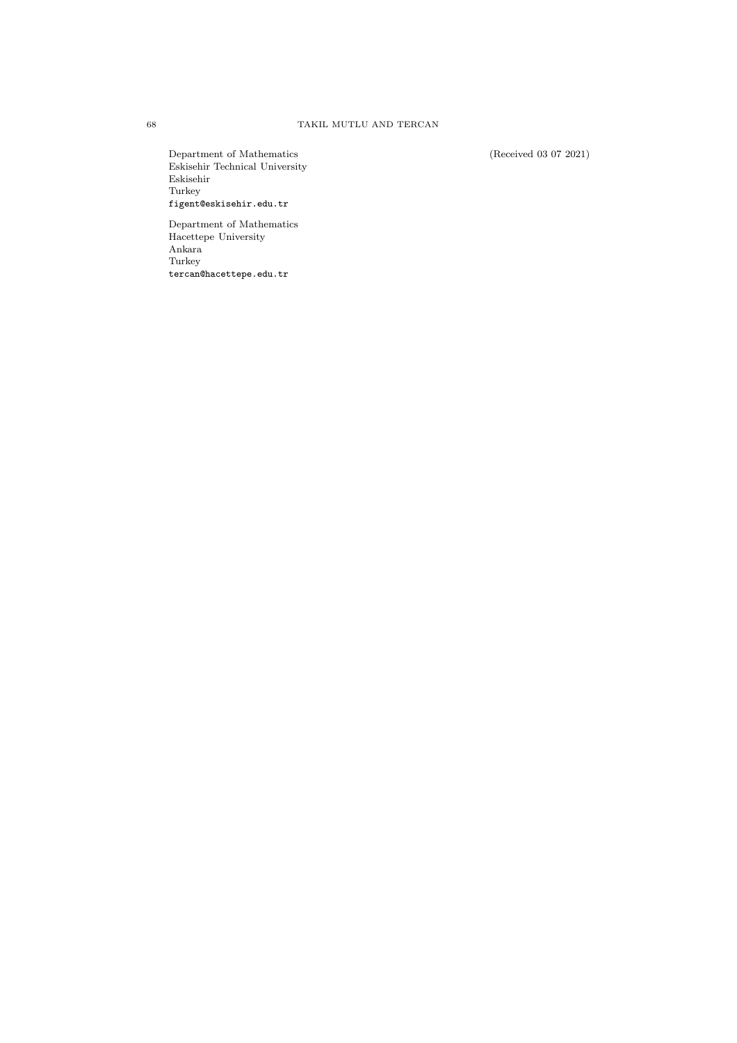Department of Mathematics
Eskisehir Technical University
Eskisehir
Turkey
figent@eskisehir.edu.tr

(Received 03 07 2021)

Department of Mathematics
Hacettepe University
Ankara
Turkey
tercan@hacettepe.edu.tr